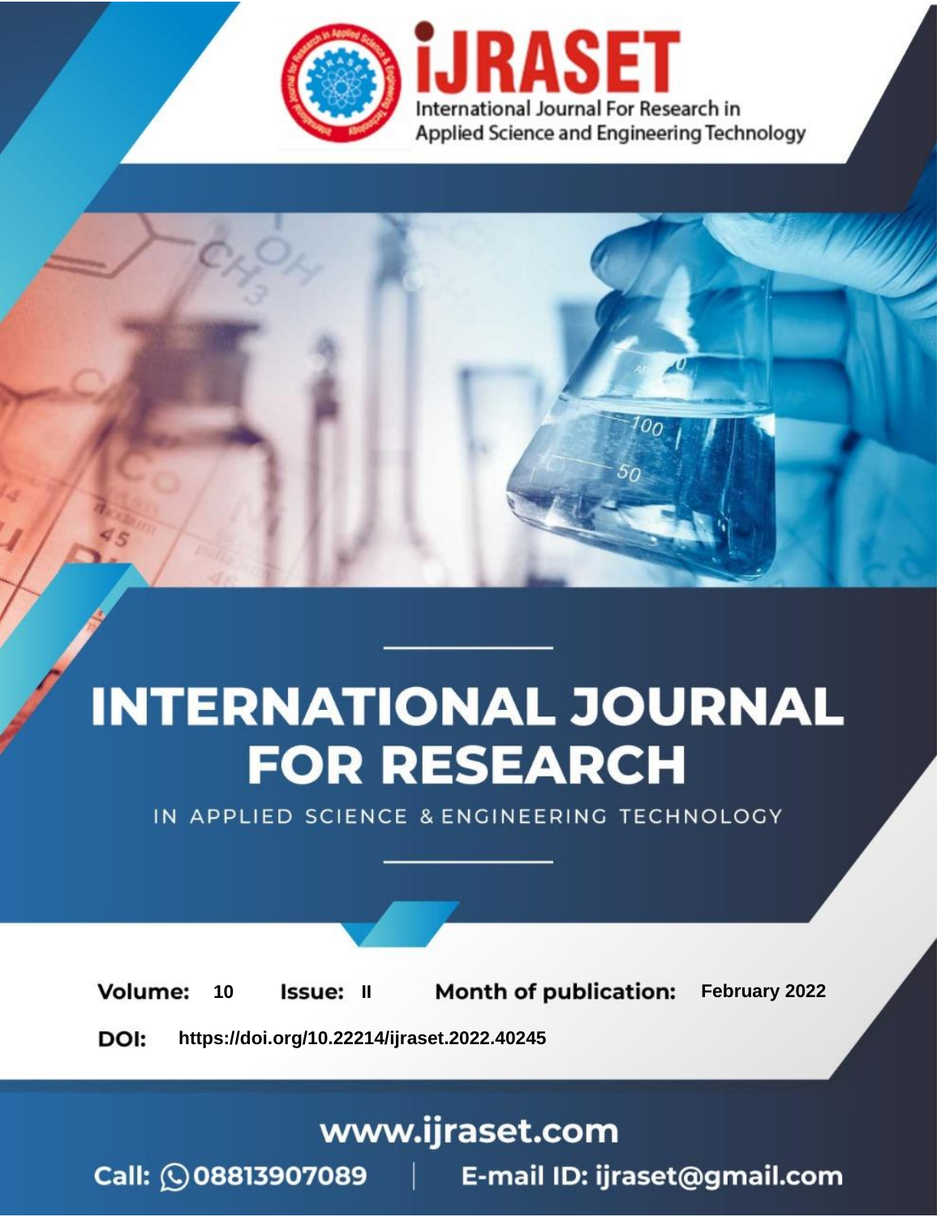# iJRASET

International Journal For Research in Applied Science and Engineering Technology

# INTERNATIONAL JOURNAL FOR RESEARCH

IN APPLIED SCIENCE & ENGINEERING TECHNOLOGY

**Volume:** 10 **Issue:** II **Month of publication:** February 2022

**DOI:** https://doi.org/10.22214/ijraset.2022.40245

www.ijraset.com

Call: 08813907089 | E-mail ID: ijraset@gmail.com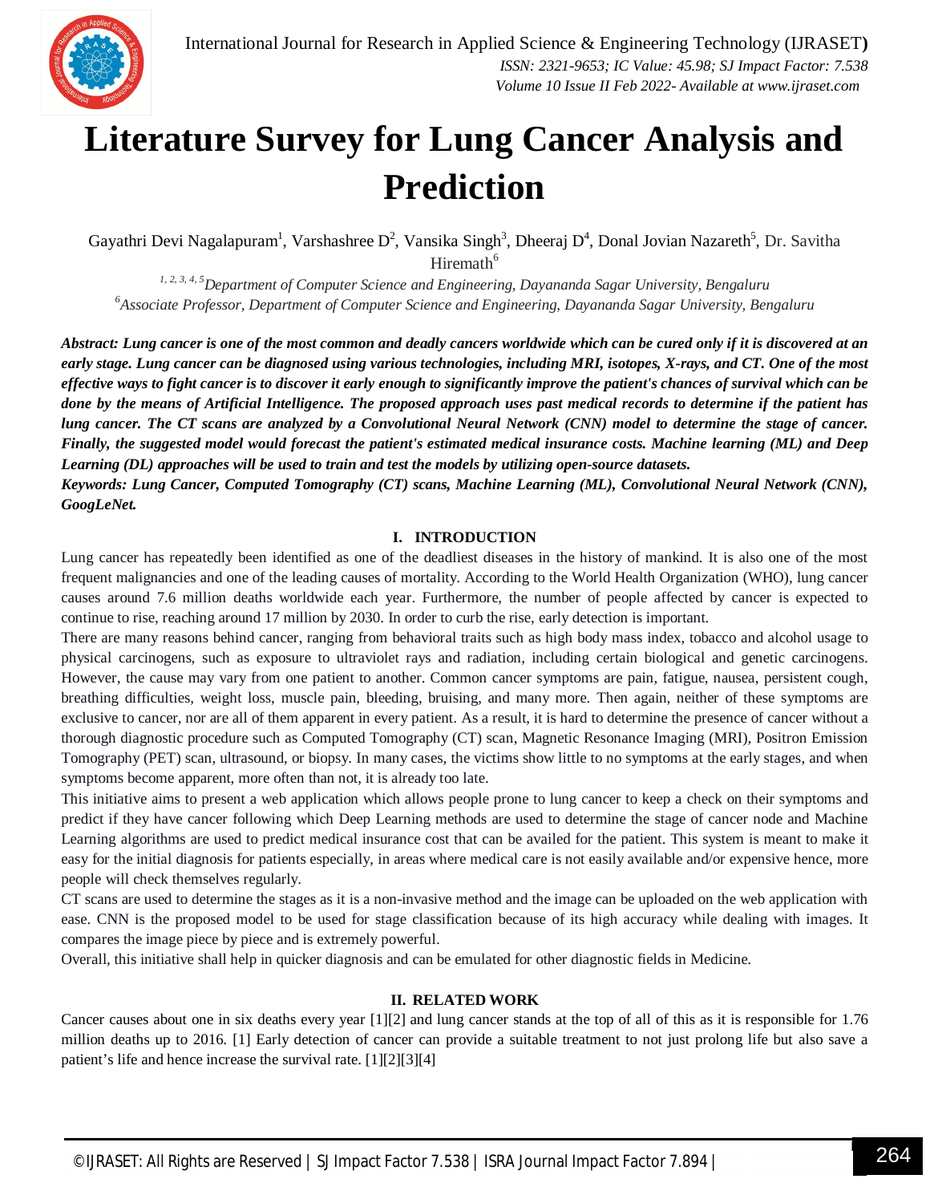# Literature Survey for Lung Cancer Analysis and Prediction

Gayathri Devi Nagalapuram[1], Varshashree D[2], Vansika Singh[3], Dheeraj D[4], Donal Jovian Nazareth[5], Dr. Savitha Hiremath[6]

*[1, 2, 3, 4, 5]Department of Computer Science and Engineering, Dayananda Sagar University, Bengaluru*
*[6]Associate Professor, Department of Computer Science and Engineering, Dayananda Sagar University, Bengaluru*

***Abstract: Lung cancer is one of the most common and deadly cancers worldwide which can be cured only if it is discovered at an early stage. Lung cancer can be diagnosed using various technologies, including MRI, isotopes, X-rays, and CT. One of the most effective ways to fight cancer is to discover it early enough to significantly improve the patient's chances of survival which can be done by the means of Artificial Intelligence. The proposed approach uses past medical records to determine if the patient has lung cancer. The CT scans are analyzed by a Convolutional Neural Network (CNN) model to determine the stage of cancer. Finally, the suggested model would forecast the patient's estimated medical insurance costs. Machine learning (ML) and Deep Learning (DL) approaches will be used to train and test the models by utilizing open-source datasets.***

***Keywords: Lung Cancer, Computed Tomography (CT) scans, Machine Learning (ML), Convolutional Neural Network (CNN), GoogLeNet.***

## I. INTRODUCTION

Lung cancer has repeatedly been identified as one of the deadliest diseases in the history of mankind. It is also one of the most frequent malignancies and one of the leading causes of mortality. According to the World Health Organization (WHO), lung cancer causes around 7.6 million deaths worldwide each year. Furthermore, the number of people affected by cancer is expected to continue to rise, reaching around 17 million by 2030. In order to curb the rise, early detection is important.

There are many reasons behind cancer, ranging from behavioral traits such as high body mass index, tobacco and alcohol usage to physical carcinogens, such as exposure to ultraviolet rays and radiation, including certain biological and genetic carcinogens. However, the cause may vary from one patient to another. Common cancer symptoms are pain, fatigue, nausea, persistent cough, breathing difficulties, weight loss, muscle pain, bleeding, bruising, and many more. Then again, neither of these symptoms are exclusive to cancer, nor are all of them apparent in every patient. As a result, it is hard to determine the presence of cancer without a thorough diagnostic procedure such as Computed Tomography (CT) scan, Magnetic Resonance Imaging (MRI), Positron Emission Tomography (PET) scan, ultrasound, or biopsy. In many cases, the victims show little to no symptoms at the early stages, and when symptoms become apparent, more often than not, it is already too late.

This initiative aims to present a web application which allows people prone to lung cancer to keep a check on their symptoms and predict if they have cancer following which Deep Learning methods are used to determine the stage of cancer node and Machine Learning algorithms are used to predict medical insurance cost that can be availed for the patient. This system is meant to make it easy for the initial diagnosis for patients especially, in areas where medical care is not easily available and/or expensive hence, more people will check themselves regularly.

CT scans are used to determine the stages as it is a non-invasive method and the image can be uploaded on the web application with ease. CNN is the proposed model to be used for stage classification because of its high accuracy while dealing with images. It compares the image piece by piece and is extremely powerful.

Overall, this initiative shall help in quicker diagnosis and can be emulated for other diagnostic fields in Medicine.

## II. RELATED WORK

Cancer causes about one in six deaths every year [1][2] and lung cancer stands at the top of all of this as it is responsible for 1.76 million deaths up to 2016. [1] Early detection of cancer can provide a suitable treatment to not just prolong life but also save a patient's life and hence increase the survival rate. [1][2][3][4]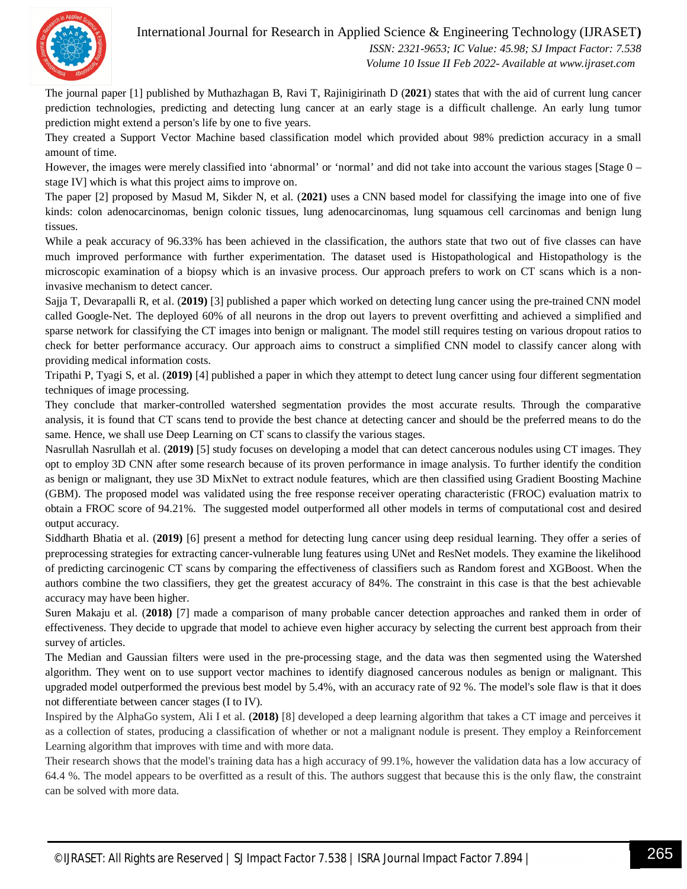The journal paper [1] published by Muthazhagan B, Ravi T, Rajinigirinath D (**2021**) states that with the aid of current lung cancer prediction technologies, predicting and detecting lung cancer at an early stage is a difficult challenge. An early lung tumor prediction might extend a person's life by one to five years.

They created a Support Vector Machine based classification model which provided about 98% prediction accuracy in a small amount of time.

However, the images were merely classified into 'abnormal' or 'normal' and did not take into account the various stages [Stage 0 – stage IV] which is what this project aims to improve on.

The paper [2] proposed by Masud M, Sikder N, et al. (**2021)** uses a CNN based model for classifying the image into one of five kinds: colon adenocarcinomas, benign colonic tissues, lung adenocarcinomas, lung squamous cell carcinomas and benign lung tissues.

While a peak accuracy of 96.33% has been achieved in the classification, the authors state that two out of five classes can have much improved performance with further experimentation. The dataset used is Histopathological and Histopathology is the microscopic examination of a biopsy which is an invasive process. Our approach prefers to work on CT scans which is a non-invasive mechanism to detect cancer.

Sajja T, Devarapalli R, et al. (**2019)** [3] published a paper which worked on detecting lung cancer using the pre-trained CNN model called Google-Net. The deployed 60% of all neurons in the drop out layers to prevent overfitting and achieved a simplified and sparse network for classifying the CT images into benign or malignant. The model still requires testing on various dropout ratios to check for better performance accuracy. Our approach aims to construct a simplified CNN model to classify cancer along with providing medical information costs.

Tripathi P, Tyagi S, et al. (**2019)** [4] published a paper in which they attempt to detect lung cancer using four different segmentation techniques of image processing.

They conclude that marker-controlled watershed segmentation provides the most accurate results. Through the comparative analysis, it is found that CT scans tend to provide the best chance at detecting cancer and should be the preferred means to do the same. Hence, we shall use Deep Learning on CT scans to classify the various stages.

Nasrullah Nasrullah et al. (**2019)** [5] study focuses on developing a model that can detect cancerous nodules using CT images. They opt to employ 3D CNN after some research because of its proven performance in image analysis. To further identify the condition as benign or malignant, they use 3D MixNet to extract nodule features, which are then classified using Gradient Boosting Machine (GBM). The proposed model was validated using the free response receiver operating characteristic (FROC) evaluation matrix to obtain a FROC score of 94.21%. The suggested model outperformed all other models in terms of computational cost and desired output accuracy.

Siddharth Bhatia et al. (**2019)** [6] present a method for detecting lung cancer using deep residual learning. They offer a series of preprocessing strategies for extracting cancer-vulnerable lung features using UNet and ResNet models. They examine the likelihood of predicting carcinogenic CT scans by comparing the effectiveness of classifiers such as Random forest and XGBoost. When the authors combine the two classifiers, they get the greatest accuracy of 84%. The constraint in this case is that the best achievable accuracy may have been higher.

Suren Makaju et al. (**2018)** [7] made a comparison of many probable cancer detection approaches and ranked them in order of effectiveness. They decide to upgrade that model to achieve even higher accuracy by selecting the current best approach from their survey of articles.

The Median and Gaussian filters were used in the pre-processing stage, and the data was then segmented using the Watershed algorithm. They went on to use support vector machines to identify diagnosed cancerous nodules as benign or malignant. This upgraded model outperformed the previous best model by 5.4%, with an accuracy rate of 92 %. The model's sole flaw is that it does not differentiate between cancer stages (I to IV).

Inspired by the AlphaGo system, Ali I et al. (**2018)** [8] developed a deep learning algorithm that takes a CT image and perceives it as a collection of states, producing a classification of whether or not a malignant nodule is present. They employ a Reinforcement Learning algorithm that improves with time and with more data.

Their research shows that the model's training data has a high accuracy of 99.1%, however the validation data has a low accuracy of 64.4 %. The model appears to be overfitted as a result of this. The authors suggest that because this is the only flaw, the constraint can be solved with more data.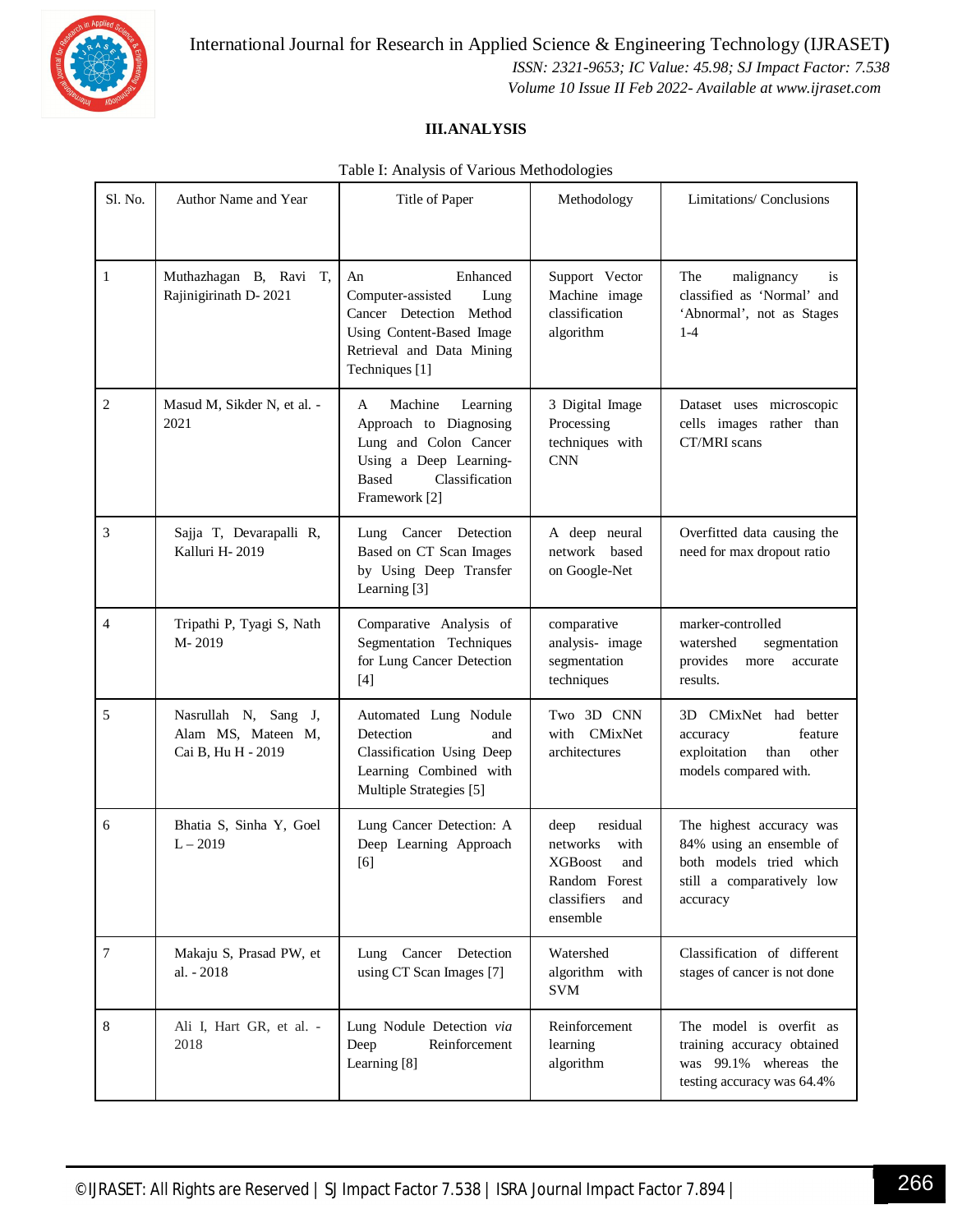## III. ANALYSIS

Table I: Analysis of Various Methodologies

| Sl. No. | Author Name and Year | Title of Paper | Methodology | Limitations/ Conclusions |
|---|---|---|---|---|
| 1 | Muthazhagan B, Ravi T, Rajinigirinath D- 2021 | An Enhanced Computer-assisted Lung Cancer Detection Method Using Content-Based Image Retrieval and Data Mining Techniques [1] | Support Vector Machine image classification algorithm | The malignancy is classified as 'Normal' and 'Abnormal', not as Stages 1-4 |
| 2 | Masud M, Sikder N, et al. - 2021 | A Machine Learning Approach to Diagnosing Lung and Colon Cancer Using a Deep Learning-Based Classification Framework [2] | 3 Digital Image Processing techniques with CNN | Dataset uses microscopic cells images rather than CT/MRI scans |
| 3 | Sajja T, Devarapalli R, Kalluri H- 2019 | Lung Cancer Detection Based on CT Scan Images by Using Deep Transfer Learning [3] | A deep neural network based on Google-Net | Overfitted data causing the need for max dropout ratio |
| 4 | Tripathi P, Tyagi S, Nath M- 2019 | Comparative Analysis of Segmentation Techniques for Lung Cancer Detection [4] | comparative analysis- image segmentation techniques | marker-controlled watershed segmentation provides more accurate results. |
| 5 | Nasrullah N, Sang J, Alam MS, Mateen M, Cai B, Hu H - 2019 | Automated Lung Nodule Detection and Classification Using Deep Learning Combined with Multiple Strategies [5] | Two 3D CNN with CMixNet architectures | 3D CMixNet had better accuracy feature exploitation than other models compared with. |
| 6 | Bhatia S, Sinha Y, Goel L – 2019 | Lung Cancer Detection: A Deep Learning Approach [6] | deep residual networks with XGBoost and Random Forest classifiers and ensemble | The highest accuracy was 84% using an ensemble of both models tried which still a comparatively low accuracy |
| 7 | Makaju S, Prasad PW, et al. - 2018 | Lung Cancer Detection using CT Scan Images [7] | Watershed algorithm with SVM | Classification of different stages of cancer is not done |
| 8 | Ali I, Hart GR, et al. - 2018 | Lung Nodule Detection *via* Deep Reinforcement Learning [8] | Reinforcement learning algorithm | The model is overfit as training accuracy obtained was 99.1% whereas the testing accuracy was 64.4% |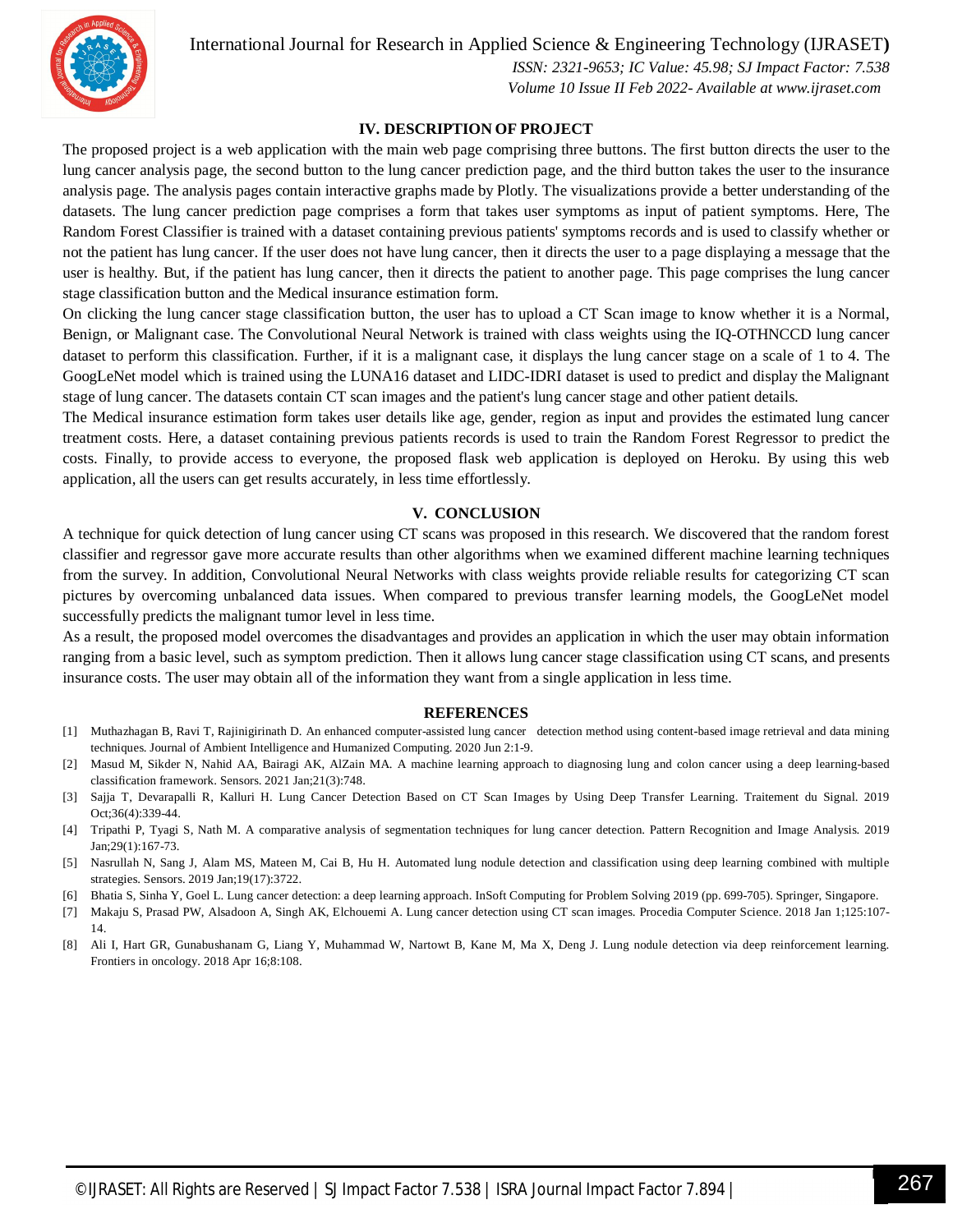## IV. DESCRIPTION OF PROJECT

The proposed project is a web application with the main web page comprising three buttons. The first button directs the user to the lung cancer analysis page, the second button to the lung cancer prediction page, and the third button takes the user to the insurance analysis page. The analysis pages contain interactive graphs made by Plotly. The visualizations provide a better understanding of the datasets. The lung cancer prediction page comprises a form that takes user symptoms as input of patient symptoms. Here, The Random Forest Classifier is trained with a dataset containing previous patients' symptoms records and is used to classify whether or not the patient has lung cancer. If the user does not have lung cancer, then it directs the user to a page displaying a message that the user is healthy. But, if the patient has lung cancer, then it directs the patient to another page. This page comprises the lung cancer stage classification button and the Medical insurance estimation form.

On clicking the lung cancer stage classification button, the user has to upload a CT Scan image to know whether it is a Normal, Benign, or Malignant case. The Convolutional Neural Network is trained with class weights using the IQ-OTHNCCD lung cancer dataset to perform this classification. Further, if it is a malignant case, it displays the lung cancer stage on a scale of 1 to 4. The GoogLeNet model which is trained using the LUNA16 dataset and LIDC-IDRI dataset is used to predict and display the Malignant stage of lung cancer. The datasets contain CT scan images and the patient's lung cancer stage and other patient details.

The Medical insurance estimation form takes user details like age, gender, region as input and provides the estimated lung cancer treatment costs. Here, a dataset containing previous patients records is used to train the Random Forest Regressor to predict the costs. Finally, to provide access to everyone, the proposed flask web application is deployed on Heroku. By using this web application, all the users can get results accurately, in less time effortlessly.

## V. CONCLUSION

A technique for quick detection of lung cancer using CT scans was proposed in this research. We discovered that the random forest classifier and regressor gave more accurate results than other algorithms when we examined different machine learning techniques from the survey. In addition, Convolutional Neural Networks with class weights provide reliable results for categorizing CT scan pictures by overcoming unbalanced data issues. When compared to previous transfer learning models, the GoogLeNet model successfully predicts the malignant tumor level in less time.

As a result, the proposed model overcomes the disadvantages and provides an application in which the user may obtain information ranging from a basic level, such as symptom prediction. Then it allows lung cancer stage classification using CT scans, and presents insurance costs. The user may obtain all of the information they want from a single application in less time.

## REFERENCES

[1] Muthazhagan B, Ravi T, Rajinigirinath D. An enhanced computer-assisted lung cancer detection method using content-based image retrieval and data mining techniques. Journal of Ambient Intelligence and Humanized Computing. 2020 Jun 2:1-9.

[2] Masud M, Sikder N, Nahid AA, Bairagi AK, AlZain MA. A machine learning approach to diagnosing lung and colon cancer using a deep learning-based classification framework. Sensors. 2021 Jan;21(3):748.

[3] Sajja T, Devarapalli R, Kalluri H. Lung Cancer Detection Based on CT Scan Images by Using Deep Transfer Learning. Traitement du Signal. 2019 Oct;36(4):339-44.

[4] Tripathi P, Tyagi S, Nath M. A comparative analysis of segmentation techniques for lung cancer detection. Pattern Recognition and Image Analysis. 2019 Jan;29(1):167-73.

[5] Nasrullah N, Sang J, Alam MS, Mateen M, Cai B, Hu H. Automated lung nodule detection and classification using deep learning combined with multiple strategies. Sensors. 2019 Jan;19(17):3722.

[6] Bhatia S, Sinha Y, Goel L. Lung cancer detection: a deep learning approach. InSoft Computing for Problem Solving 2019 (pp. 699-705). Springer, Singapore.

[7] Makaju S, Prasad PW, Alsadoon A, Singh AK, Elchouemi A. Lung cancer detection using CT scan images. Procedia Computer Science. 2018 Jan 1;125:107-14.

[8] Ali I, Hart GR, Gunabushanam G, Liang Y, Muhammad W, Nartowt B, Kane M, Ma X, Deng J. Lung nodule detection via deep reinforcement learning. Frontiers in oncology. 2018 Apr 16;8:108.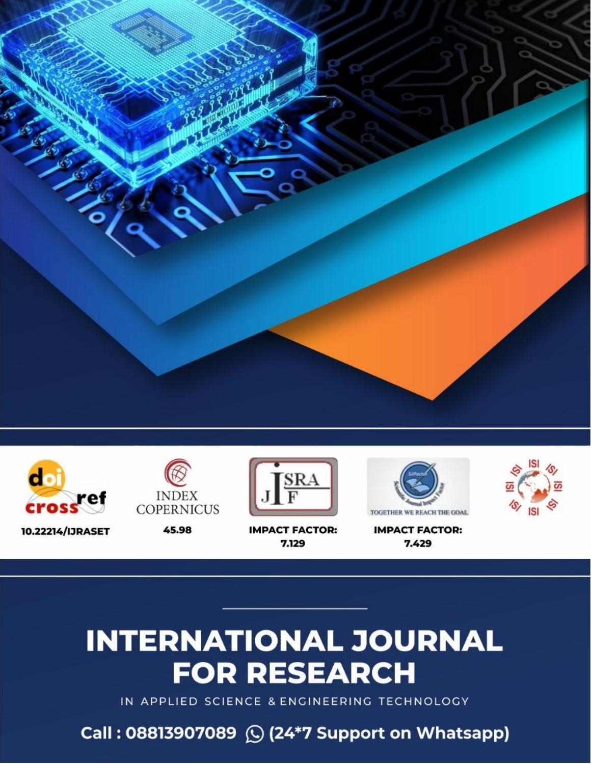10.22214/IJRASET

INDEX COPERNICUS

45.98

IMPACT FACTOR: 7.129

TOGETHER WE REACH THE GOAL

IMPACT FACTOR: 7.429

# INTERNATIONAL JOURNAL FOR RESEARCH

IN APPLIED SCIENCE & ENGINEERING TECHNOLOGY

**Call : 08813907089 (24*7 Support on Whatsapp)**